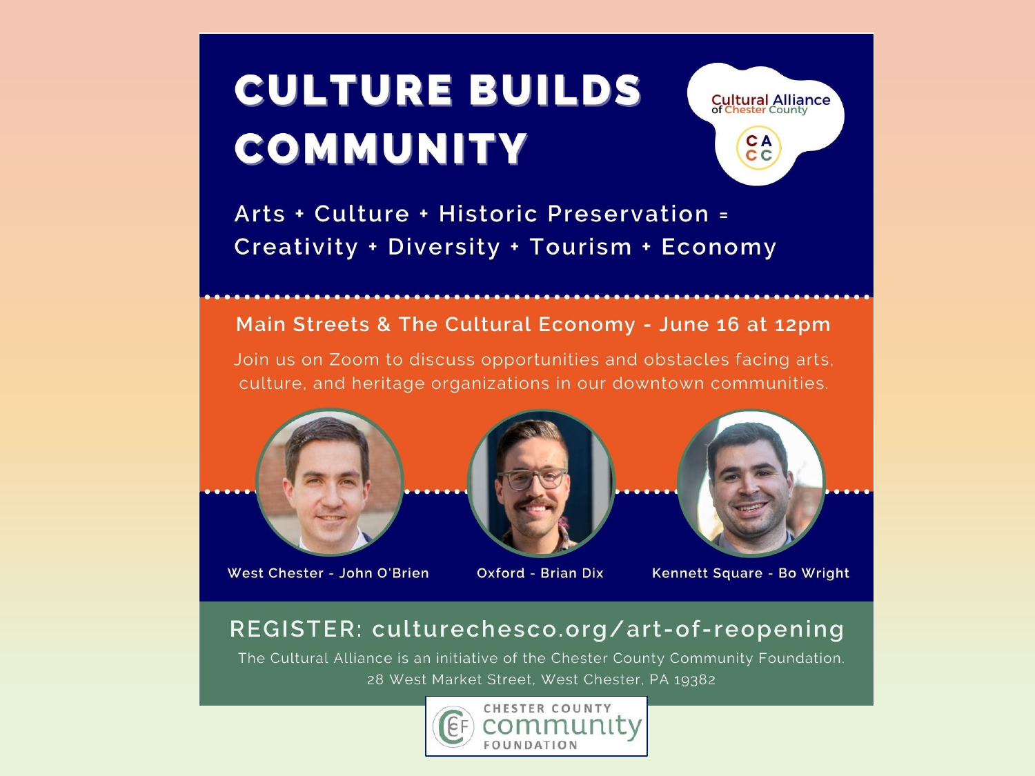# CULTURE BUILDS COMMUNITY

Cultural Alliance of Chester County

CA CC

Arts + Culture + Historic Preservation =
Creativity + Diversity + Tourism + Economy

## Main Streets & The Cultural Economy - June 16 at 12pm

Join us on Zoom to discuss opportunities and obstacles facing arts, culture, and heritage organizations in our downtown communities.

West Chester - John O'Brien

Oxford - Brian Dix

Kennett Square - Bo Wright

## REGISTER: culturechesco.org/art-of-reopening

The Cultural Alliance is an initiative of the Chester County Community Foundation.
28 West Market Street, West Chester, PA 19382

CHESTER COUNTY community FOUNDATION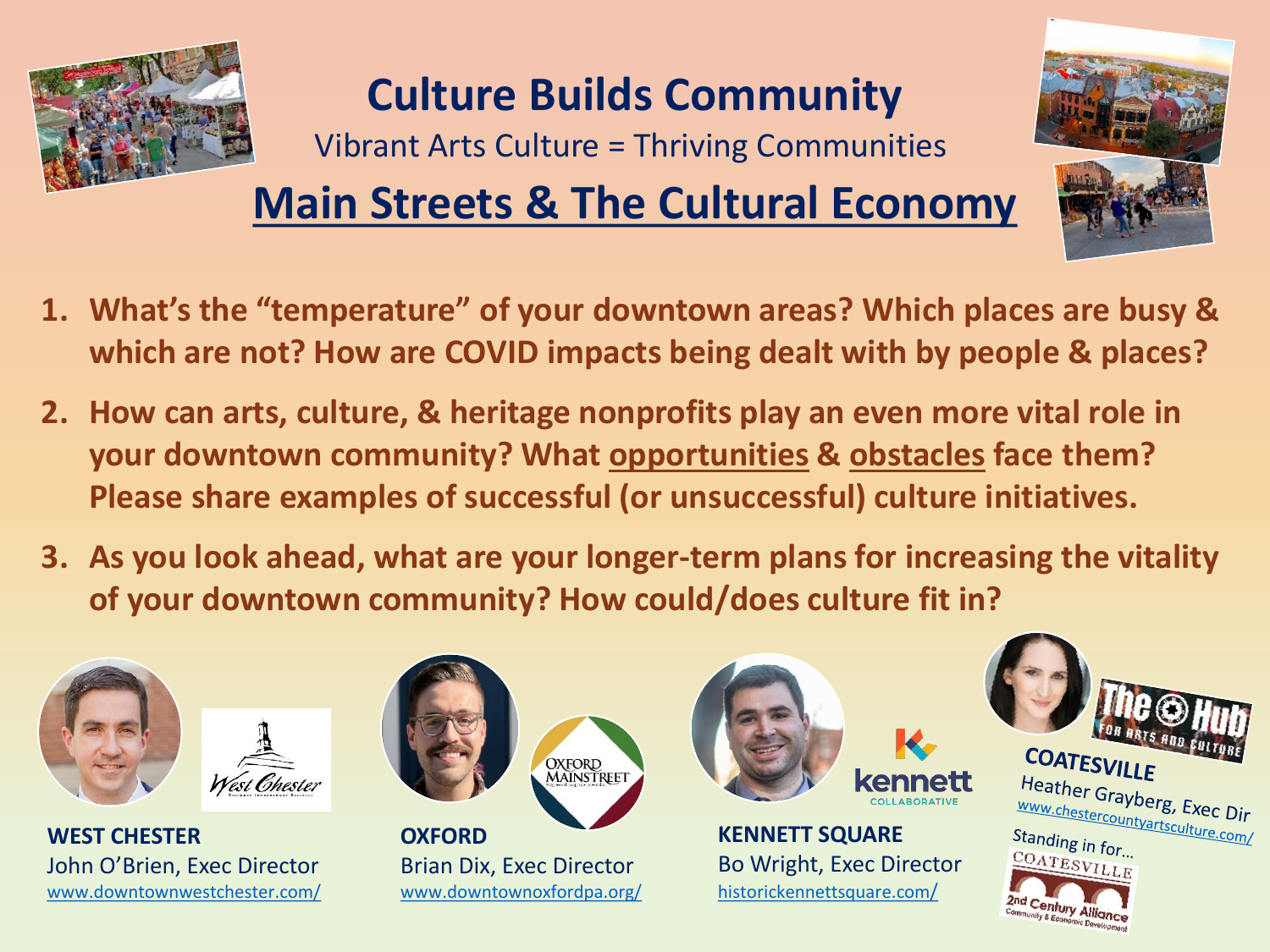# Culture Builds Community

Vibrant Arts Culture = Thriving Communities

## Main Streets & The Cultural Economy

1. **What's the "temperature" of your downtown areas? Which places are busy & which are not? How are COVID impacts being dealt with by people & places?**
2. **How can arts, culture, & heritage nonprofits play an even more vital role in your downtown community? What opportunities & obstacles face them? Please share examples of successful (or unsuccessful) culture initiatives.**
3. **As you look ahead, what are your longer-term plans for increasing the vitality of your downtown community? How could/does culture fit in?**

**WEST CHESTER**
John O'Brien, Exec Director
www.downtownwestchester.com/

**OXFORD**
Brian Dix, Exec Director
www.downtownoxfordpa.org/

**KENNETT SQUARE**
Bo Wright, Exec Director
historickennettsquare.com/

**COATESVILLE**
Heather Grayberg, Exec Dir
www.chestercountyartsculture.com/
Standing in for... Coatesville 2nd Century Alliance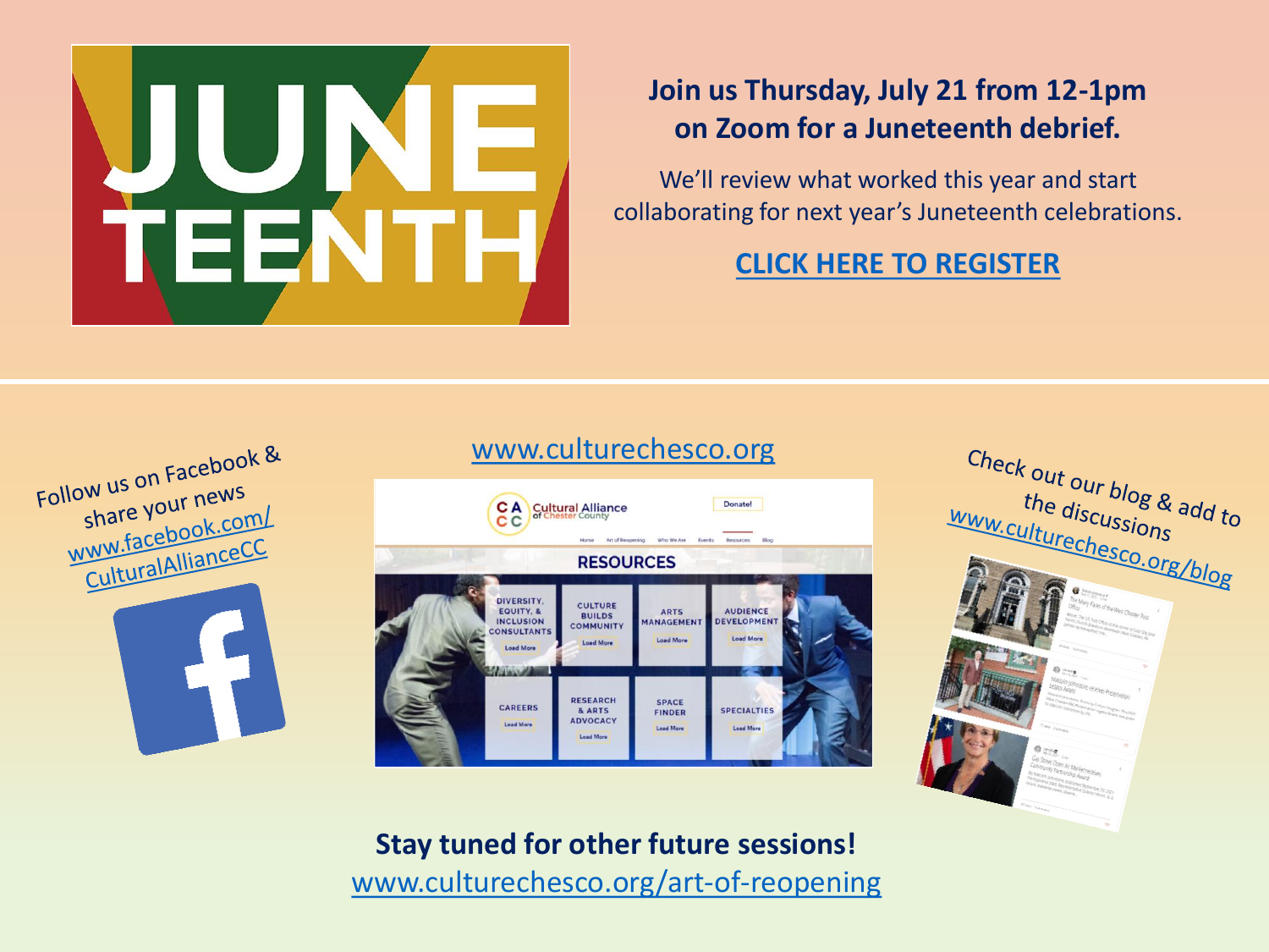JUNETEENTH

## Join us Thursday, July 21 from 12-1pm on Zoom for a Juneteenth debrief.

We'll review what worked this year and start collaborating for next year's Juneteenth celebrations.

**CLICK HERE TO REGISTER**

Follow us on Facebook & share your news
www.facebook.com/CulturalAllianceCC

www.culturechesco.org

Check out our blog & add to the discussions
www.culturechesco.org/blog

**Stay tuned for other future sessions!**
www.culturechesco.org/art-of-reopening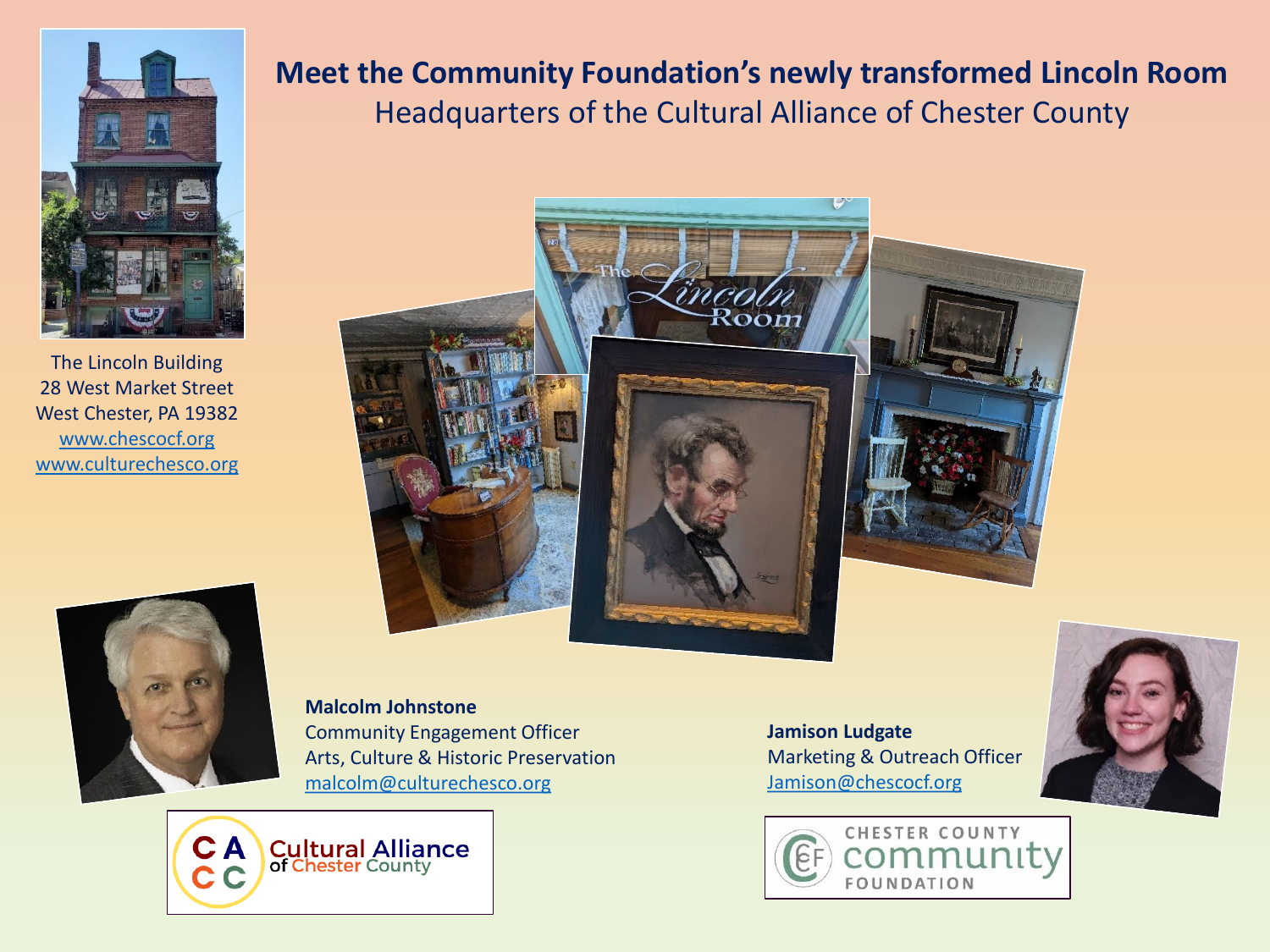# Meet the Community Foundation's newly transformed Lincoln Room

## Headquarters of the Cultural Alliance of Chester County

The Lincoln Building
28 West Market Street
West Chester, PA 19382
www.chescocf.org
www.culturechesco.org

**Malcolm Johnstone**
Community Engagement Officer
Arts, Culture & Historic Preservation
malcolm@culturechesco.org

**Jamison Ludgate**
Marketing & Outreach Officer
Jamison@chescocf.org

Cultural Alliance of Chester County

Chester County Community Foundation